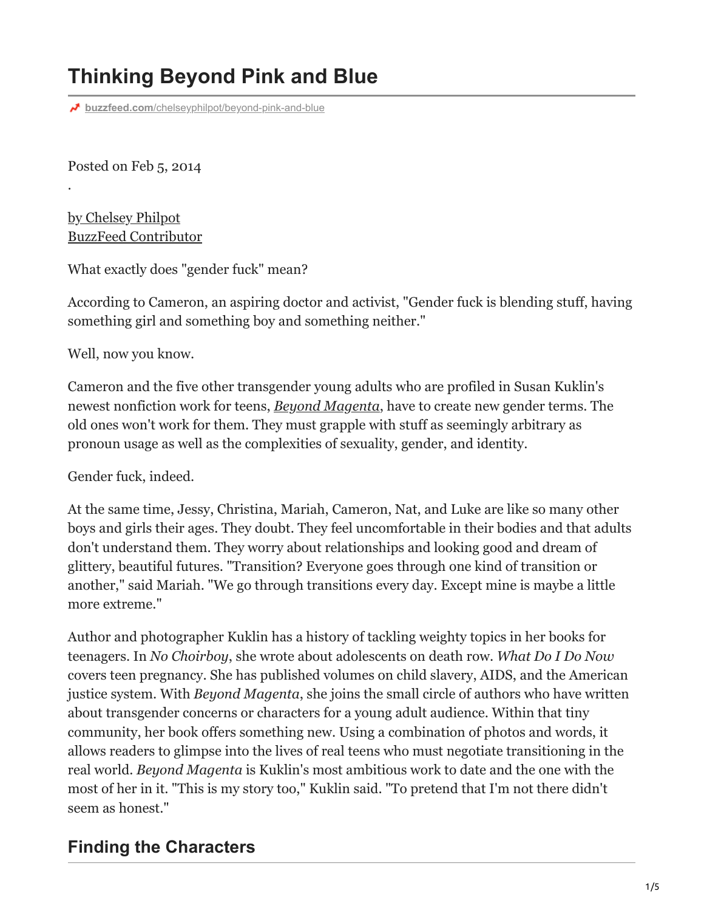# Thinking Beyond Pink and Blue

buzzfeed.com/chelseyphilpot/beyond-pink-and-blue

Posted on Feb 5, 2014

.

by Chelsey Philpot
BuzzFeed Contributor

What exactly does "gender fuck" mean?

According to Cameron, an aspiring doctor and activist, "Gender fuck is blending stuff, having something girl and something boy and something neither."

Well, now you know.

Cameron and the five other transgender young adults who are profiled in Susan Kuklin's newest nonfiction work for teens, *Beyond Magenta*, have to create new gender terms. The old ones won't work for them. They must grapple with stuff as seemingly arbitrary as pronoun usage as well as the complexities of sexuality, gender, and identity.

Gender fuck, indeed.

At the same time, Jessy, Christina, Mariah, Cameron, Nat, and Luke are like so many other boys and girls their ages. They doubt. They feel uncomfortable in their bodies and that adults don't understand them. They worry about relationships and looking good and dream of glittery, beautiful futures. "Transition? Everyone goes through one kind of transition or another," said Mariah. "We go through transitions every day. Except mine is maybe a little more extreme."

Author and photographer Kuklin has a history of tackling weighty topics in her books for teenagers. In *No Choirboy*, she wrote about adolescents on death row. *What Do I Do Now* covers teen pregnancy. She has published volumes on child slavery, AIDS, and the American justice system. With *Beyond Magenta*, she joins the small circle of authors who have written about transgender concerns or characters for a young adult audience. Within that tiny community, her book offers something new. Using a combination of photos and words, it allows readers to glimpse into the lives of real teens who must negotiate transitioning in the real world. *Beyond Magenta* is Kuklin's most ambitious work to date and the one with the most of her in it. "This is my story too," Kuklin said. "To pretend that I'm not there didn't seem as honest."

## Finding the Characters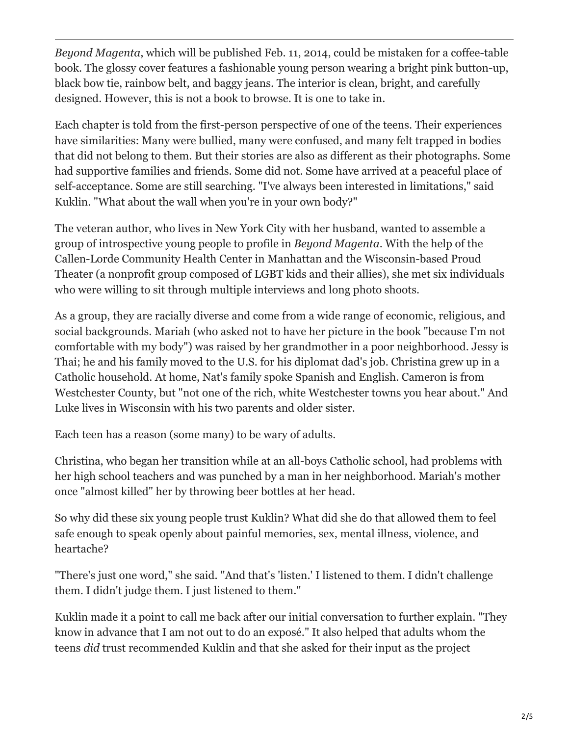*Beyond Magenta*, which will be published Feb. 11, 2014, could be mistaken for a coffee-table book. The glossy cover features a fashionable young person wearing a bright pink button-up, black bow tie, rainbow belt, and baggy jeans. The interior is clean, bright, and carefully designed. However, this is not a book to browse. It is one to take in.

Each chapter is told from the first-person perspective of one of the teens. Their experiences have similarities: Many were bullied, many were confused, and many felt trapped in bodies that did not belong to them. But their stories are also as different as their photographs. Some had supportive families and friends. Some did not. Some have arrived at a peaceful place of self-acceptance. Some are still searching. "I've always been interested in limitations," said Kuklin. "What about the wall when you're in your own body?"

The veteran author, who lives in New York City with her husband, wanted to assemble a group of introspective young people to profile in *Beyond Magenta*. With the help of the Callen-Lorde Community Health Center in Manhattan and the Wisconsin-based Proud Theater (a nonprofit group composed of LGBT kids and their allies), she met six individuals who were willing to sit through multiple interviews and long photo shoots.

As a group, they are racially diverse and come from a wide range of economic, religious, and social backgrounds. Mariah (who asked not to have her picture in the book "because I'm not comfortable with my body") was raised by her grandmother in a poor neighborhood. Jessy is Thai; he and his family moved to the U.S. for his diplomat dad's job. Christina grew up in a Catholic household. At home, Nat's family spoke Spanish and English. Cameron is from Westchester County, but "not one of the rich, white Westchester towns you hear about." And Luke lives in Wisconsin with his two parents and older sister.

Each teen has a reason (some many) to be wary of adults.

Christina, who began her transition while at an all-boys Catholic school, had problems with her high school teachers and was punched by a man in her neighborhood. Mariah's mother once "almost killed" her by throwing beer bottles at her head.

So why did these six young people trust Kuklin? What did she do that allowed them to feel safe enough to speak openly about painful memories, sex, mental illness, violence, and heartache?

"There's just one word," she said. "And that's 'listen.' I listened to them. I didn't challenge them. I didn't judge them. I just listened to them."

Kuklin made it a point to call me back after our initial conversation to further explain. "They know in advance that I am not out to do an exposé." It also helped that adults whom the teens *did* trust recommended Kuklin and that she asked for their input as the project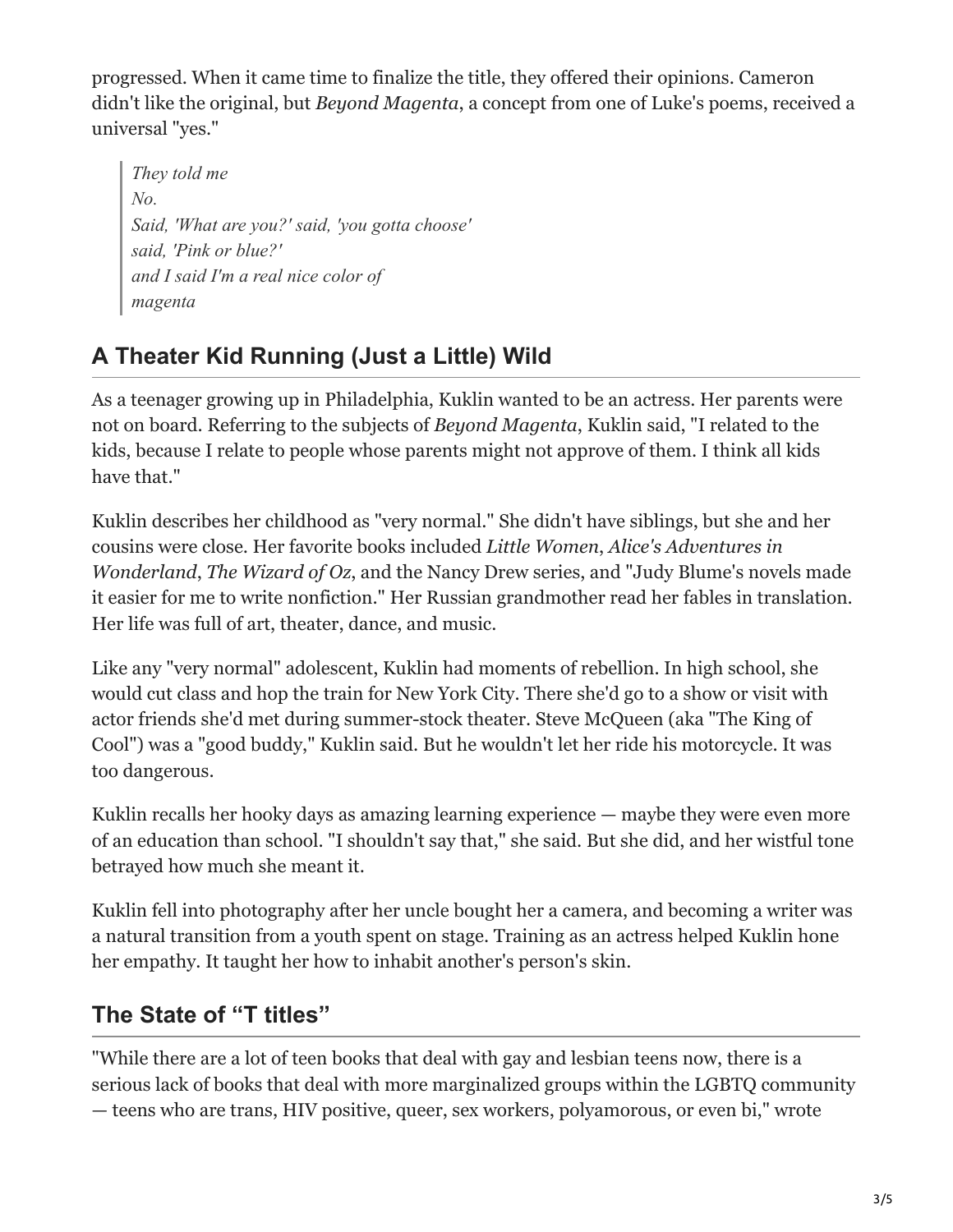progressed. When it came time to finalize the title, they offered their opinions. Cameron didn't like the original, but *Beyond Magenta*, a concept from one of Luke's poems, received a universal "yes."

> *They told me*
> *No.*
> *Said, 'What are you?' said, 'you gotta choose'*
> *said, 'Pink or blue?'*
> *and I said I'm a real nice color of*
> *magenta*

## A Theater Kid Running (Just a Little) Wild

As a teenager growing up in Philadelphia, Kuklin wanted to be an actress. Her parents were not on board. Referring to the subjects of *Beyond Magenta*, Kuklin said, "I related to the kids, because I relate to people whose parents might not approve of them. I think all kids have that."

Kuklin describes her childhood as "very normal." She didn't have siblings, but she and her cousins were close. Her favorite books included *Little Women*, *Alice's Adventures in Wonderland*, *The Wizard of Oz*, and the Nancy Drew series, and "Judy Blume's novels made it easier for me to write nonfiction." Her Russian grandmother read her fables in translation. Her life was full of art, theater, dance, and music.

Like any "very normal" adolescent, Kuklin had moments of rebellion. In high school, she would cut class and hop the train for New York City. There she'd go to a show or visit with actor friends she'd met during summer-stock theater. Steve McQueen (aka "The King of Cool") was a "good buddy," Kuklin said. But he wouldn't let her ride his motorcycle. It was too dangerous.

Kuklin recalls her hooky days as amazing learning experience — maybe they were even more of an education than school. "I shouldn't say that," she said. But she did, and her wistful tone betrayed how much she meant it.

Kuklin fell into photography after her uncle bought her a camera, and becoming a writer was a natural transition from a youth spent on stage. Training as an actress helped Kuklin hone her empathy. It taught her how to inhabit another's person's skin.

## The State of "T titles"

"While there are a lot of teen books that deal with gay and lesbian teens now, there is a serious lack of books that deal with more marginalized groups within the LGBTQ community — teens who are trans, HIV positive, queer, sex workers, polyamorous, or even bi," wrote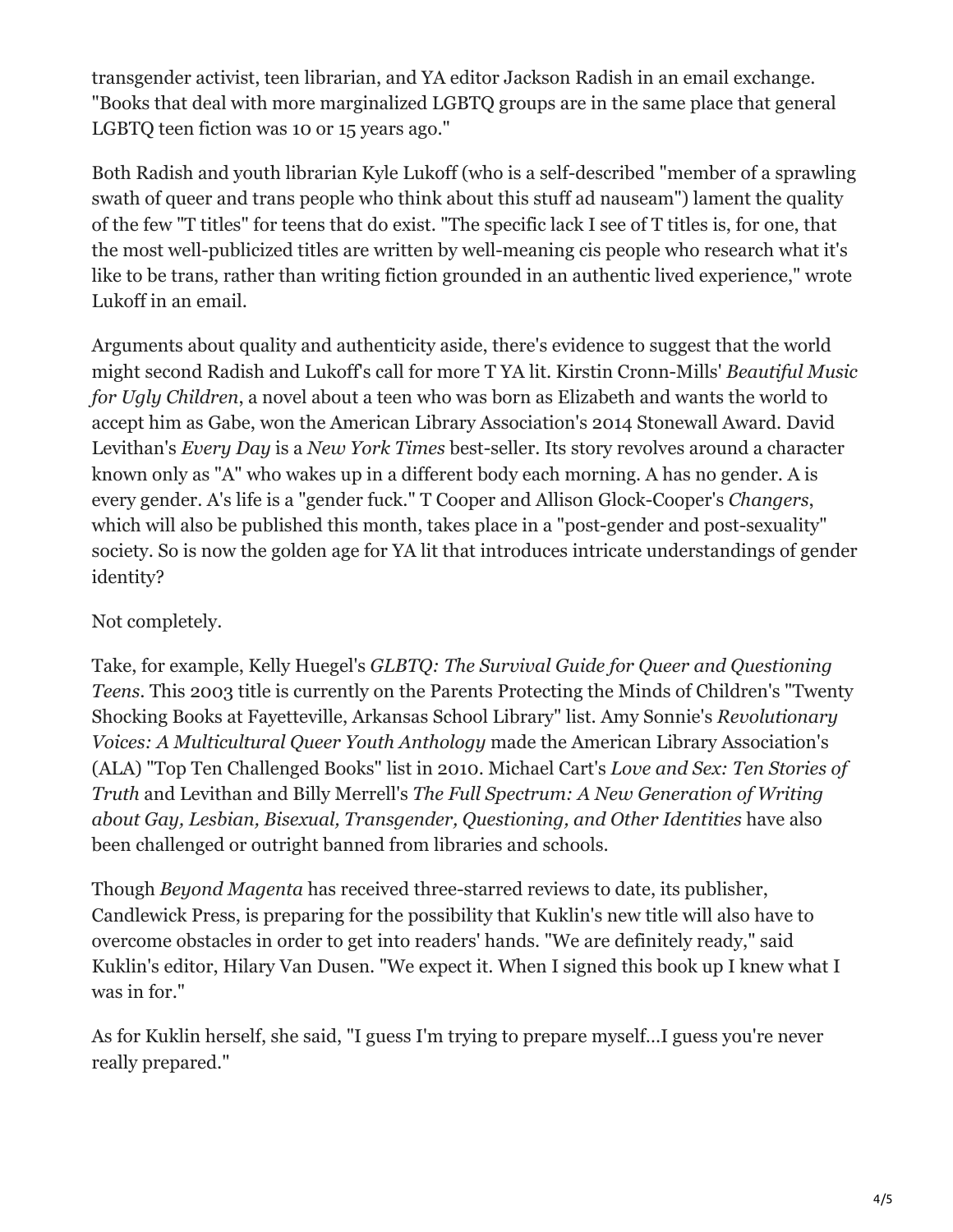transgender activist, teen librarian, and YA editor Jackson Radish in an email exchange. "Books that deal with more marginalized LGBTQ groups are in the same place that general LGBTQ teen fiction was 10 or 15 years ago."

Both Radish and youth librarian Kyle Lukoff (who is a self-described "member of a sprawling swath of queer and trans people who think about this stuff ad nauseam") lament the quality of the few "T titles" for teens that do exist. "The specific lack I see of T titles is, for one, that the most well-publicized titles are written by well-meaning cis people who research what it's like to be trans, rather than writing fiction grounded in an authentic lived experience," wrote Lukoff in an email.

Arguments about quality and authenticity aside, there's evidence to suggest that the world might second Radish and Lukoff's call for more T YA lit. Kirstin Cronn-Mills' *Beautiful Music for Ugly Children*, a novel about a teen who was born as Elizabeth and wants the world to accept him as Gabe, won the American Library Association's 2014 Stonewall Award. David Levithan's *Every Day* is a *New York Times* best-seller. Its story revolves around a character known only as "A" who wakes up in a different body each morning. A has no gender. A is every gender. A's life is a "gender fuck." T Cooper and Allison Glock-Cooper's *Changers*, which will also be published this month, takes place in a "post-gender and post-sexuality" society. So is now the golden age for YA lit that introduces intricate understandings of gender identity?

Not completely.

Take, for example, Kelly Huegel's *GLBTQ: The Survival Guide for Queer and Questioning Teens*. This 2003 title is currently on the Parents Protecting the Minds of Children's "Twenty Shocking Books at Fayetteville, Arkansas School Library" list. Amy Sonnie's *Revolutionary Voices: A Multicultural Queer Youth Anthology* made the American Library Association's (ALA) "Top Ten Challenged Books" list in 2010. Michael Cart's *Love and Sex: Ten Stories of Truth* and Levithan and Billy Merrell's *The Full Spectrum: A New Generation of Writing about Gay, Lesbian, Bisexual, Transgender, Questioning, and Other Identities* have also been challenged or outright banned from libraries and schools.

Though *Beyond Magenta* has received three-starred reviews to date, its publisher, Candlewick Press, is preparing for the possibility that Kuklin's new title will also have to overcome obstacles in order to get into readers' hands. "We are definitely ready," said Kuklin's editor, Hilary Van Dusen. "We expect it. When I signed this book up I knew what I was in for."

As for Kuklin herself, she said, "I guess I'm trying to prepare myself…I guess you're never really prepared."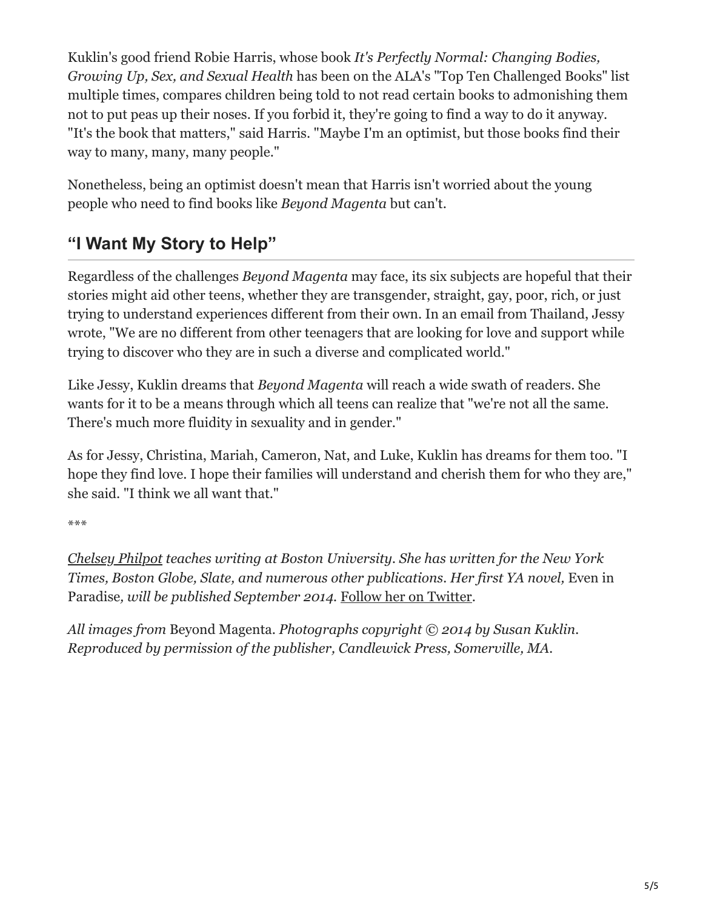Kuklin's good friend Robie Harris, whose book *It's Perfectly Normal: Changing Bodies, Growing Up, Sex, and Sexual Health* has been on the ALA's "Top Ten Challenged Books" list multiple times, compares children being told to not read certain books to admonishing them not to put peas up their noses. If you forbid it, they're going to find a way to do it anyway. "It's the book that matters," said Harris. "Maybe I'm an optimist, but those books find their way to many, many, many people."

Nonetheless, being an optimist doesn't mean that Harris isn't worried about the young people who need to find books like *Beyond Magenta* but can't.

## "I Want My Story to Help"

Regardless of the challenges *Beyond Magenta* may face, its six subjects are hopeful that their stories might aid other teens, whether they are transgender, straight, gay, poor, rich, or just trying to understand experiences different from their own. In an email from Thailand, Jessy wrote, "We are no different from other teenagers that are looking for love and support while trying to discover who they are in such a diverse and complicated world."

Like Jessy, Kuklin dreams that *Beyond Magenta* will reach a wide swath of readers. She wants for it to be a means through which all teens can realize that "we're not all the same. There's much more fluidity in sexuality and in gender."

As for Jessy, Christina, Mariah, Cameron, Nat, and Luke, Kuklin has dreams for them too. "I hope they find love. I hope their families will understand and cherish them for who they are," she said. "I think we all want that."

***

*Chelsey Philpot teaches writing at Boston University. She has written for the New York Times, Boston Globe, Slate, and numerous other publications. Her first YA novel,* Even in Paradise*, will be published September 2014.* Follow her on Twitter.

*All images from* Beyond Magenta. *Photographs copyright © 2014 by Susan Kuklin. Reproduced by permission of the publisher, Candlewick Press, Somerville, MA.*